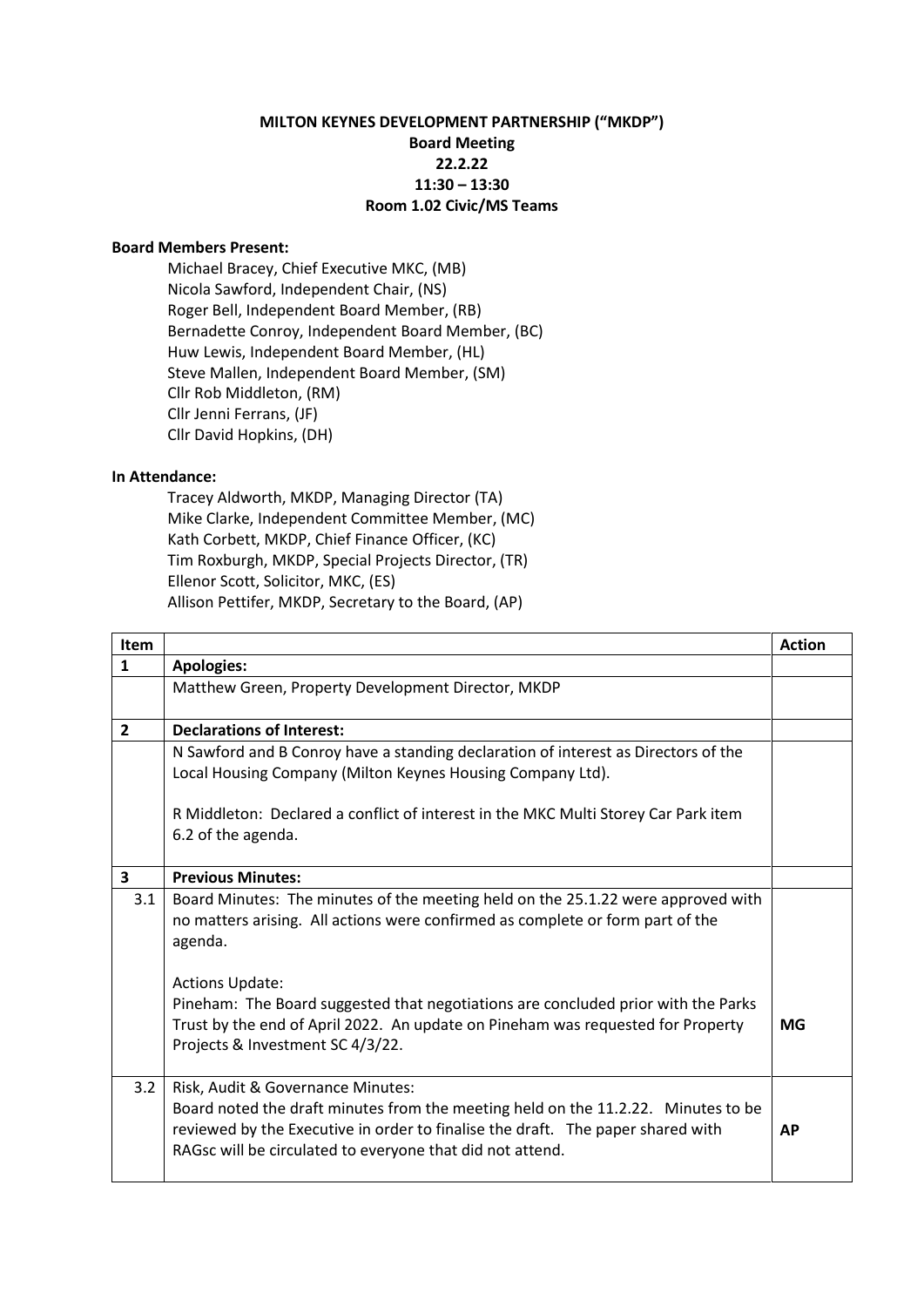**MILTON KEYNES DEVELOPMENT PARTNERSHIP ("MKDP")**
**Board Meeting**
**22.2.22**
**11:30 – 13:30**
**Room 1.02 Civic/MS Teams**

**Board Members Present:**

Michael Bracey, Chief Executive MKC, (MB)
Nicola Sawford, Independent Chair, (NS)
Roger Bell, Independent Board Member, (RB)
Bernadette Conroy, Independent Board Member, (BC)
Huw Lewis, Independent Board Member, (HL)
Steve Mallen, Independent Board Member, (SM)
Cllr Rob Middleton, (RM)
Cllr Jenni Ferrans, (JF)
Cllr David Hopkins, (DH)

**In Attendance:**

Tracey Aldworth, MKDP, Managing Director (TA)
Mike Clarke, Independent Committee Member, (MC)
Kath Corbett, MKDP, Chief Finance Officer, (KC)
Tim Roxburgh, MKDP, Special Projects Director, (TR)
Ellenor Scott, Solicitor, MKC, (ES)
Allison Pettifer, MKDP, Secretary to the Board, (AP)

| Item | | Action |
|---|---|---|
| **1** | **Apologies:** | |
| | Matthew Green, Property Development Director, MKDP | |
| **2** | **Declarations of Interest:** | |
| | N Sawford and B Conroy have a standing declaration of interest as Directors of the Local Housing Company (Milton Keynes Housing Company Ltd).<br><br>R Middleton: Declared a conflict of interest in the MKC Multi Storey Car Park item 6.2 of the agenda. | |
| **3** | **Previous Minutes:** | |
| 3.1 | Board Minutes: The minutes of the meeting held on the 25.1.22 were approved with no matters arising. All actions were confirmed as complete or form part of the agenda.<br><br>Actions Update:<br>Pineham: The Board suggested that negotiations are concluded prior with the Parks Trust by the end of April 2022. An update on Pineham was requested for Property Projects & Investment SC 4/3/22. | **MG** |
| 3.2 | Risk, Audit & Governance Minutes:<br>Board noted the draft minutes from the meeting held on the 11.2.22. Minutes to be reviewed by the Executive in order to finalise the draft. The paper shared with RAGsc will be circulated to everyone that did not attend. | **AP** |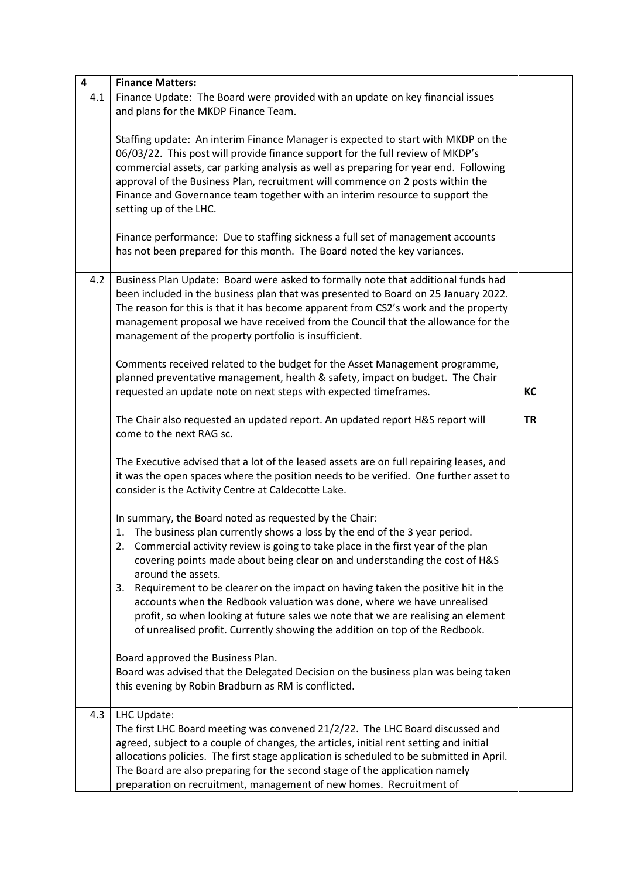| 4 | **Finance Matters:** | |
|---|---|---|
| 4.1 | Finance Update: The Board were provided with an update on key financial issues and plans for the MKDP Finance Team.<br><br>Staffing update: An interim Finance Manager is expected to start with MKDP on the 06/03/22. This post will provide finance support for the full review of MKDP's commercial assets, car parking analysis as well as preparing for year end. Following approval of the Business Plan, recruitment will commence on 2 posts within the Finance and Governance team together with an interim resource to support the setting up of the LHC.<br><br>Finance performance: Due to staffing sickness a full set of management accounts has not been prepared for this month. The Board noted the key variances. | |
| 4.2 | Business Plan Update: Board were asked to formally note that additional funds had been included in the business plan that was presented to Board on 25 January 2022. The reason for this is that it has become apparent from CS2's work and the property management proposal we have received from the Council that the allowance for the management of the property portfolio is insufficient.<br><br>Comments received related to the budget for the Asset Management programme, planned preventative management, health & safety, impact on budget. The Chair requested an update note on next steps with expected timeframes.<br><br>The Chair also requested an updated report. An updated report H&S report will come to the next RAG sc.<br><br>The Executive advised that a lot of the leased assets are on full repairing leases, and it was the open spaces where the position needs to be verified. One further asset to consider is the Activity Centre at Caldecotte Lake.<br><br>In summary, the Board noted as requested by the Chair:<br>1. The business plan currently shows a loss by the end of the 3 year period.<br>2. Commercial activity review is going to take place in the first year of the plan covering points made about being clear on and understanding the cost of H&S around the assets.<br>3. Requirement to be clearer on the impact on having taken the positive hit in the accounts when the Redbook valuation was done, where we have unrealised profit, so when looking at future sales we note that we are realising an element of unrealised profit. Currently showing the addition on top of the Redbook.<br><br>Board approved the Business Plan.<br>Board was advised that the Delegated Decision on the business plan was being taken this evening by Robin Bradburn as RM is conflicted. | **KC**<br><br>**TR** |
| 4.3 | LHC Update:<br>The first LHC Board meeting was convened 21/2/22. The LHC Board discussed and agreed, subject to a couple of changes, the articles, initial rent setting and initial allocations policies. The first stage application is scheduled to be submitted in April. The Board are also preparing for the second stage of the application namely preparation on recruitment, management of new homes. Recruitment of | |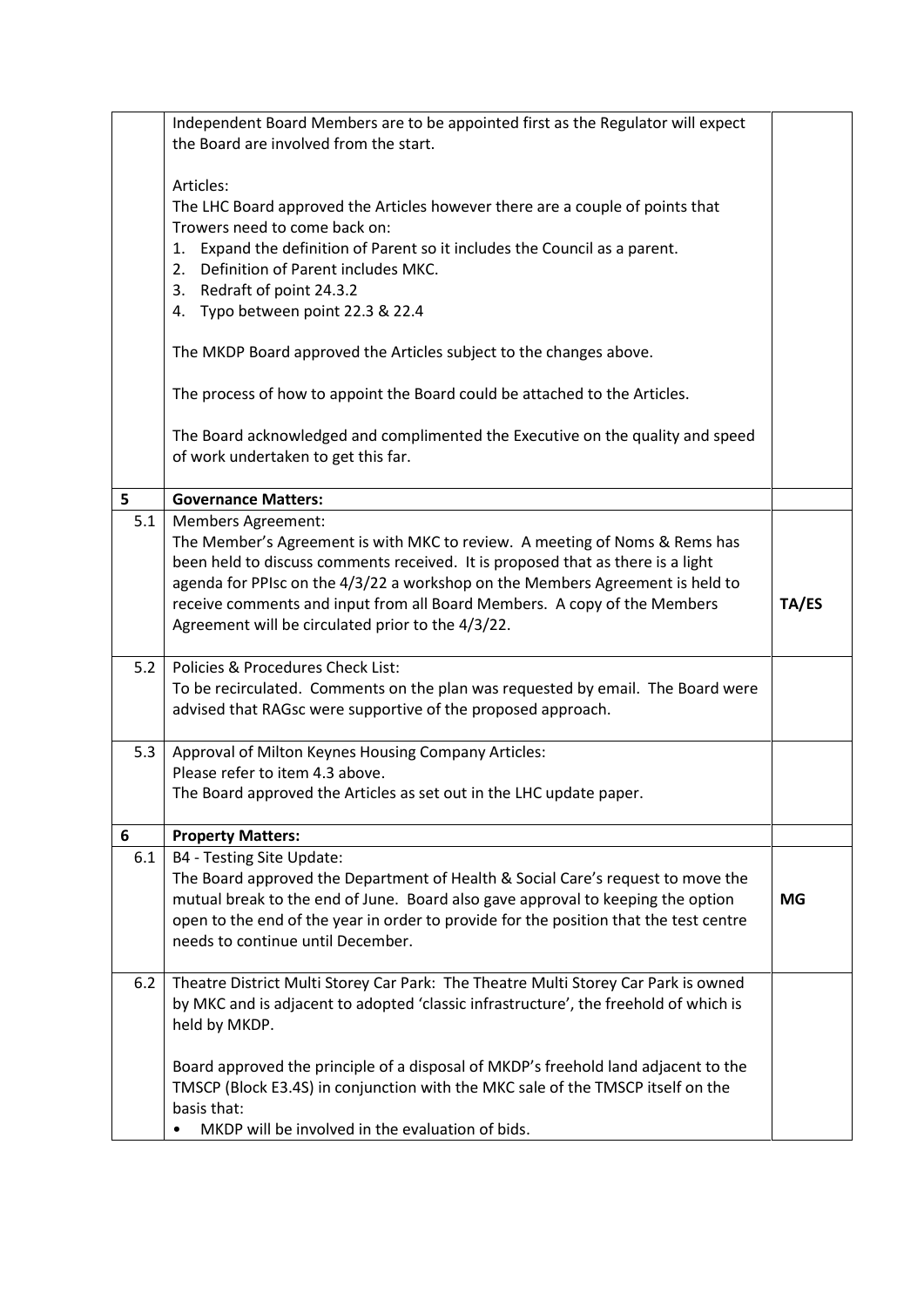| | | |
|---|---|---|
| | Independent Board Members are to be appointed first as the Regulator will expect the Board are involved from the start.<br><br>Articles:<br>The LHC Board approved the Articles however there are a couple of points that Trowers need to come back on:<br>1. Expand the definition of Parent so it includes the Council as a parent.<br>2. Definition of Parent includes MKC.<br>3. Redraft of point 24.3.2<br>4. Typo between point 22.3 & 22.4<br><br>The MKDP Board approved the Articles subject to the changes above.<br><br>The process of how to appoint the Board could be attached to the Articles.<br><br>The Board acknowledged and complimented the Executive on the quality and speed of work undertaken to get this far. | |
| **5** | **Governance Matters:** | |
| 5.1 | Members Agreement:<br>The Member's Agreement is with MKC to review. A meeting of Noms & Rems has been held to discuss comments received. It is proposed that as there is a light agenda for PPIsc on the 4/3/22 a workshop on the Members Agreement is held to receive comments and input from all Board Members. A copy of the Members Agreement will be circulated prior to the 4/3/22. | **TA/ES** |
| 5.2 | Policies & Procedures Check List:<br>To be recirculated. Comments on the plan was requested by email. The Board were advised that RAGsc were supportive of the proposed approach. | |
| 5.3 | Approval of Milton Keynes Housing Company Articles:<br>Please refer to item 4.3 above.<br>The Board approved the Articles as set out in the LHC update paper. | |
| **6** | **Property Matters:** | |
| 6.1 | B4 - Testing Site Update:<br>The Board approved the Department of Health & Social Care's request to move the mutual break to the end of June. Board also gave approval to keeping the option open to the end of the year in order to provide for the position that the test centre needs to continue until December. | **MG** |
| 6.2 | Theatre District Multi Storey Car Park: The Theatre Multi Storey Car Park is owned by MKC and is adjacent to adopted 'classic infrastructure', the freehold of which is held by MKDP.<br><br>Board approved the principle of a disposal of MKDP's freehold land adjacent to the TMSCP (Block E3.4S) in conjunction with the MKC sale of the TMSCP itself on the basis that:<br>• MKDP will be involved in the evaluation of bids. | |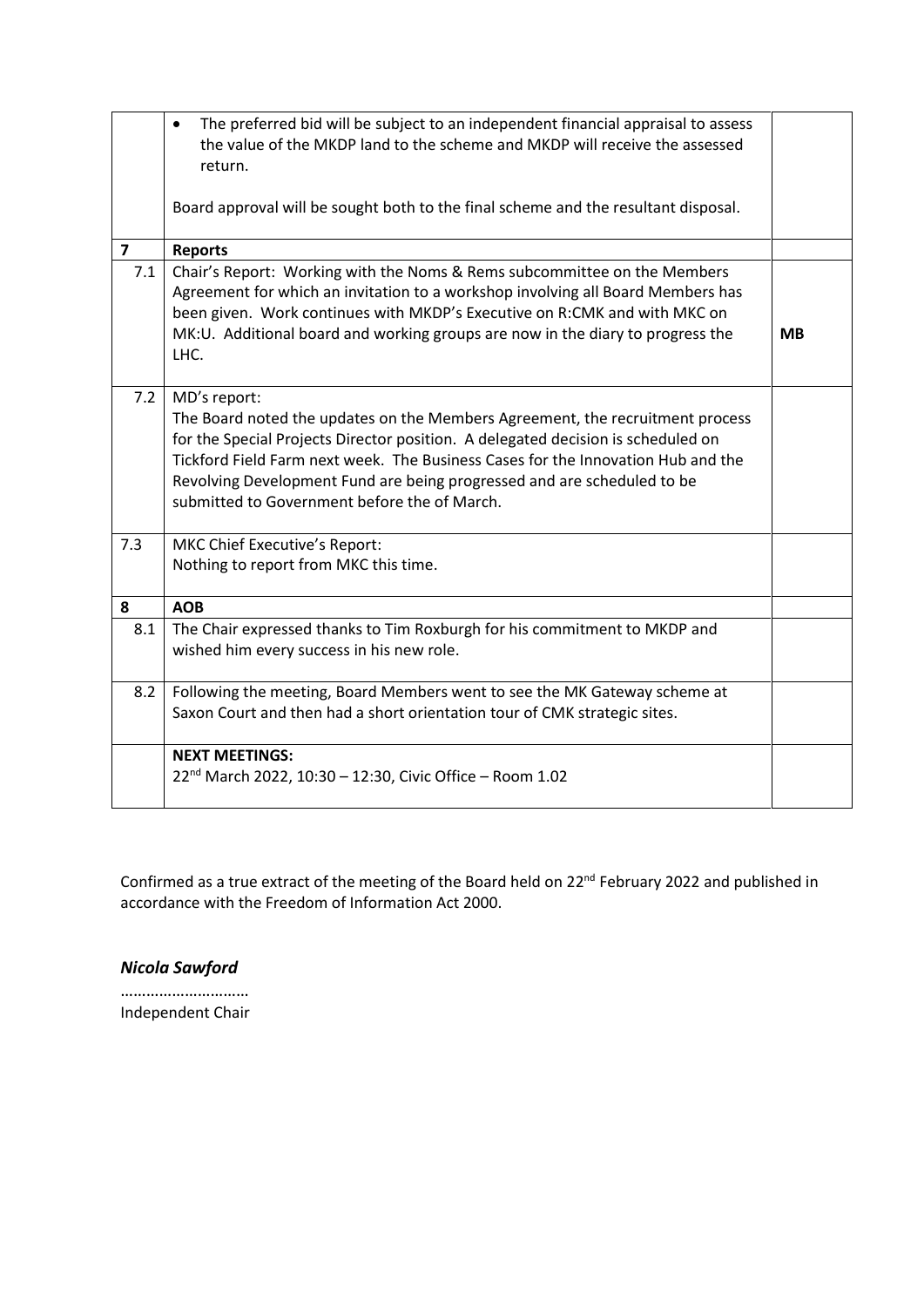| | | |
|---|---|---|
| | • The preferred bid will be subject to an independent financial appraisal to assess the value of the MKDP land to the scheme and MKDP will receive the assessed return.<br><br>Board approval will be sought both to the final scheme and the resultant disposal. | |
| **7** | **Reports** | |
| 7.1 | Chair's Report: Working with the Noms & Rems subcommittee on the Members Agreement for which an invitation to a workshop involving all Board Members has been given. Work continues with MKDP's Executive on R:CMK and with MKC on MK:U. Additional board and working groups are now in the diary to progress the LHC. | **MB** |
| 7.2 | MD's report:<br>The Board noted the updates on the Members Agreement, the recruitment process for the Special Projects Director position. A delegated decision is scheduled on Tickford Field Farm next week. The Business Cases for the Innovation Hub and the Revolving Development Fund are being progressed and are scheduled to be submitted to Government before the of March. | |
| 7.3 | MKC Chief Executive's Report:<br>Nothing to report from MKC this time. | |
| **8** | **AOB** | |
| 8.1 | The Chair expressed thanks to Tim Roxburgh for his commitment to MKDP and wished him every success in his new role. | |
| 8.2 | Following the meeting, Board Members went to see the MK Gateway scheme at Saxon Court and then had a short orientation tour of CMK strategic sites. | |
| | **NEXT MEETINGS:**<br>22nd March 2022, 10:30 – 12:30, Civic Office – Room 1.02 | |

Confirmed as a true extract of the meeting of the Board held on 22nd February 2022 and published in accordance with the Freedom of Information Act 2000.

***Nicola Sawford***

………………………..
Independent Chair